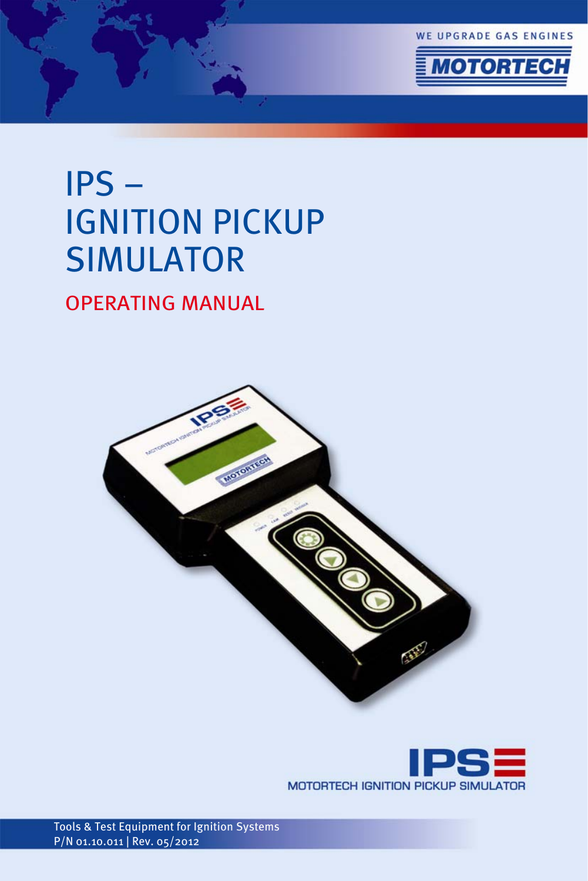WE UPGRADE GAS ENGINES

MOTORTECH

# IPS – IGNITION PICKUP SIMULATOR

## OPERATING MANUAL

IPS

MOTORTECH IGNITION PICKUP SIMULATOR

Tools & Test Equipment for Ignition Systems
P/N 01.10.011 | Rev. 05/2012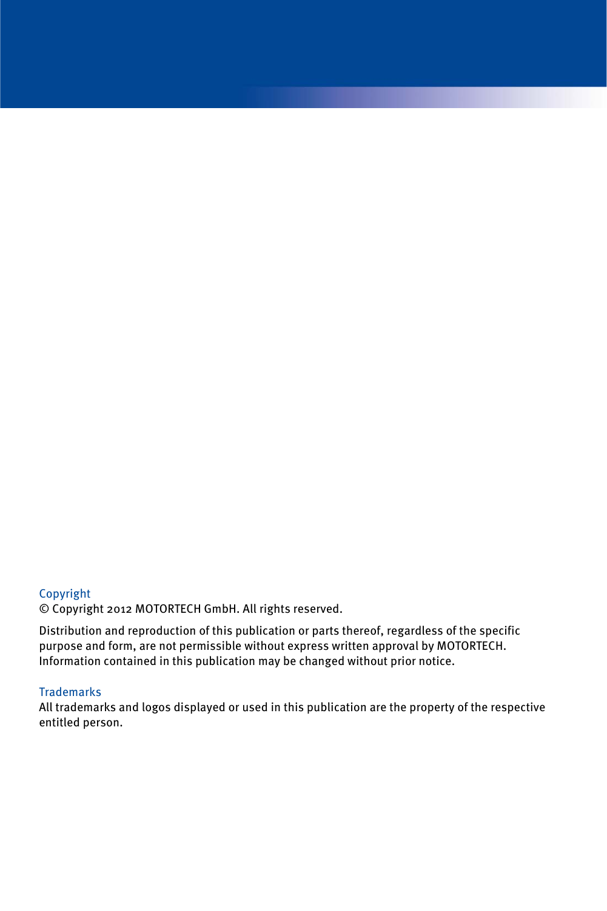## Copyright

© Copyright 2012 MOTORTECH GmbH. All rights reserved.

Distribution and reproduction of this publication or parts thereof, regardless of the specific purpose and form, are not permissible without express written approval by MOTORTECH. Information contained in this publication may be changed without prior notice.

## Trademarks

All trademarks and logos displayed or used in this publication are the property of the respective entitled person.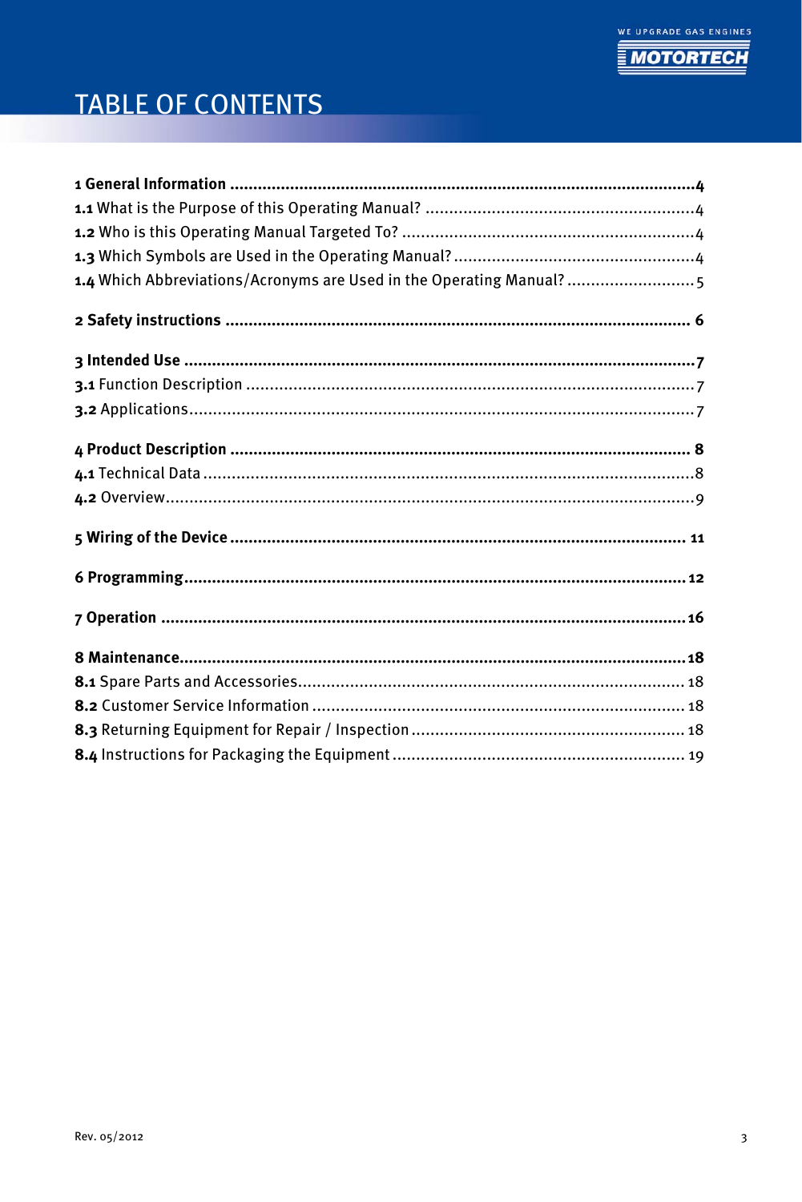# TABLE OF CONTENTS

**1 General Information** .......................................................................................................... **4**
**1.1** What is the Purpose of this Operating Manual? ............................................................ 4
**1.2** Who is this Operating Manual Targeted To? .................................................................. 4
**1.3** Which Symbols are Used in the Operating Manual? ...................................................... 4
**1.4** Which Abbreviations/Acronyms are Used in the Operating Manual? ............................ 5

**2 Safety instructions** .......................................................................................................... **6**

**3 Intended Use** .................................................................................................................. **7**
**3.1** Function Description ..................................................................................................... 7
**3.2** Applications ................................................................................................................... 7

**4 Product Description** ........................................................................................................ **8**
**4.1** Technical Data ............................................................................................................... 8
**4.2** Overview ........................................................................................................................ 9

**5 Wiring of the Device** ...................................................................................................... **11**

**6 Programming** .................................................................................................................. **12**

**7 Operation** ........................................................................................................................ **16**

**8 Maintenance** .................................................................................................................... **18**
**8.1** Spare Parts and Accessories ......................................................................................... 18
**8.2** Customer Service Information ...................................................................................... 18
**8.3** Returning Equipment for Repair / Inspection ............................................................... 18
**8.4** Instructions for Packaging the Equipment .................................................................... 19

Rev. 05/2012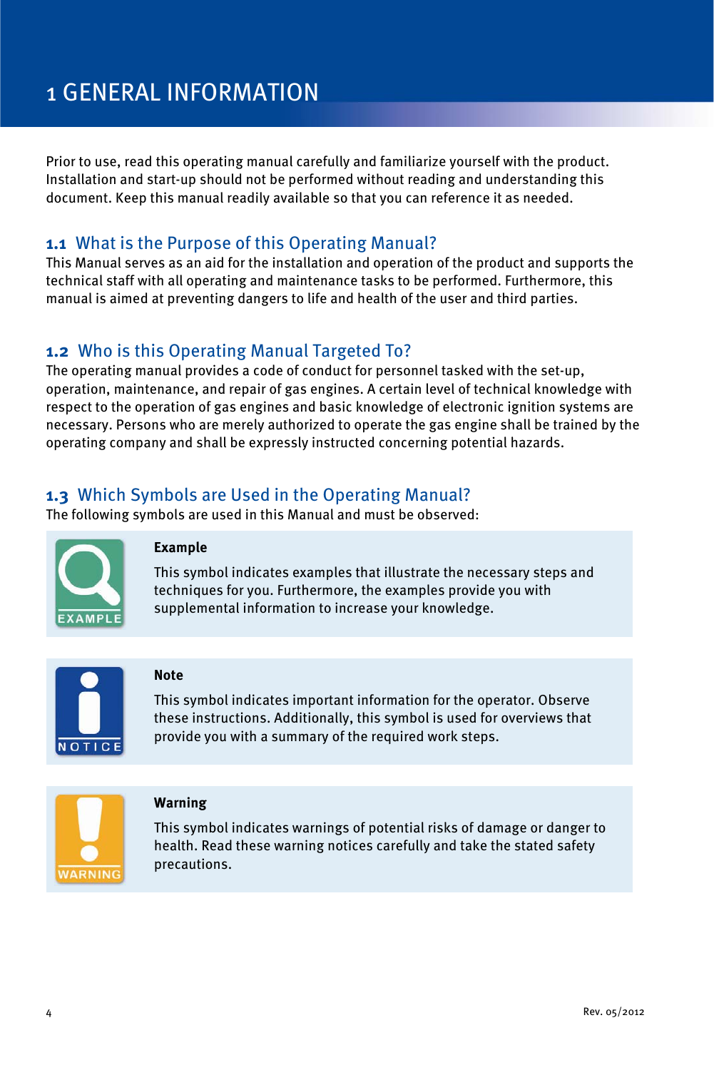# 1 GENERAL INFORMATION

Prior to use, read this operating manual carefully and familiarize yourself with the product. Installation and start-up should not be performed without reading and understanding this document. Keep this manual readily available so that you can reference it as needed.

## 1.1 What is the Purpose of this Operating Manual?

This Manual serves as an aid for the installation and operation of the product and supports the technical staff with all operating and maintenance tasks to be performed. Furthermore, this manual is aimed at preventing dangers to life and health of the user and third parties.

## 1.2 Who is this Operating Manual Targeted To?

The operating manual provides a code of conduct for personnel tasked with the set-up, operation, maintenance, and repair of gas engines. A certain level of technical knowledge with respect to the operation of gas engines and basic knowledge of electronic ignition systems are necessary. Persons who are merely authorized to operate the gas engine shall be trained by the operating company and shall be expressly instructed concerning potential hazards.

## 1.3 Which Symbols are Used in the Operating Manual?

The following symbols are used in this Manual and must be observed:

EXAMPLE

**Example**

This symbol indicates examples that illustrate the necessary steps and techniques for you. Furthermore, the examples provide you with supplemental information to increase your knowledge.

NOTICE

**Note**

This symbol indicates important information for the operator. Observe these instructions. Additionally, this symbol is used for overviews that provide you with a summary of the required work steps.

WARNING

**Warning**

This symbol indicates warnings of potential risks of damage or danger to health. Read these warning notices carefully and take the stated safety precautions.

Rev. 05/2012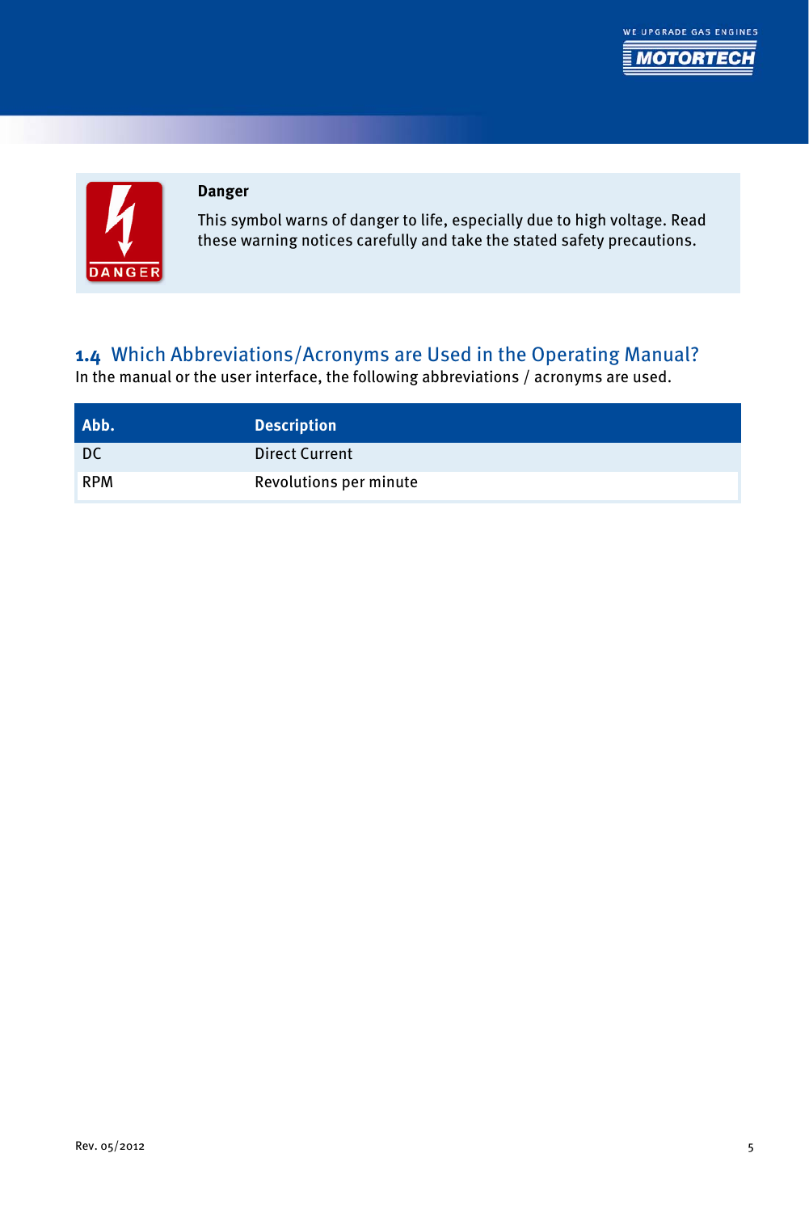**Danger**

This symbol warns of danger to life, especially due to high voltage. Read these warning notices carefully and take the stated safety precautions.

## 1.4 Which Abbreviations/Acronyms are Used in the Operating Manual?

In the manual or the user interface, the following abbreviations / acronyms are used.

| Abb. | Description |
|---|---|
| DC | Direct Current |
| RPM | Revolutions per minute |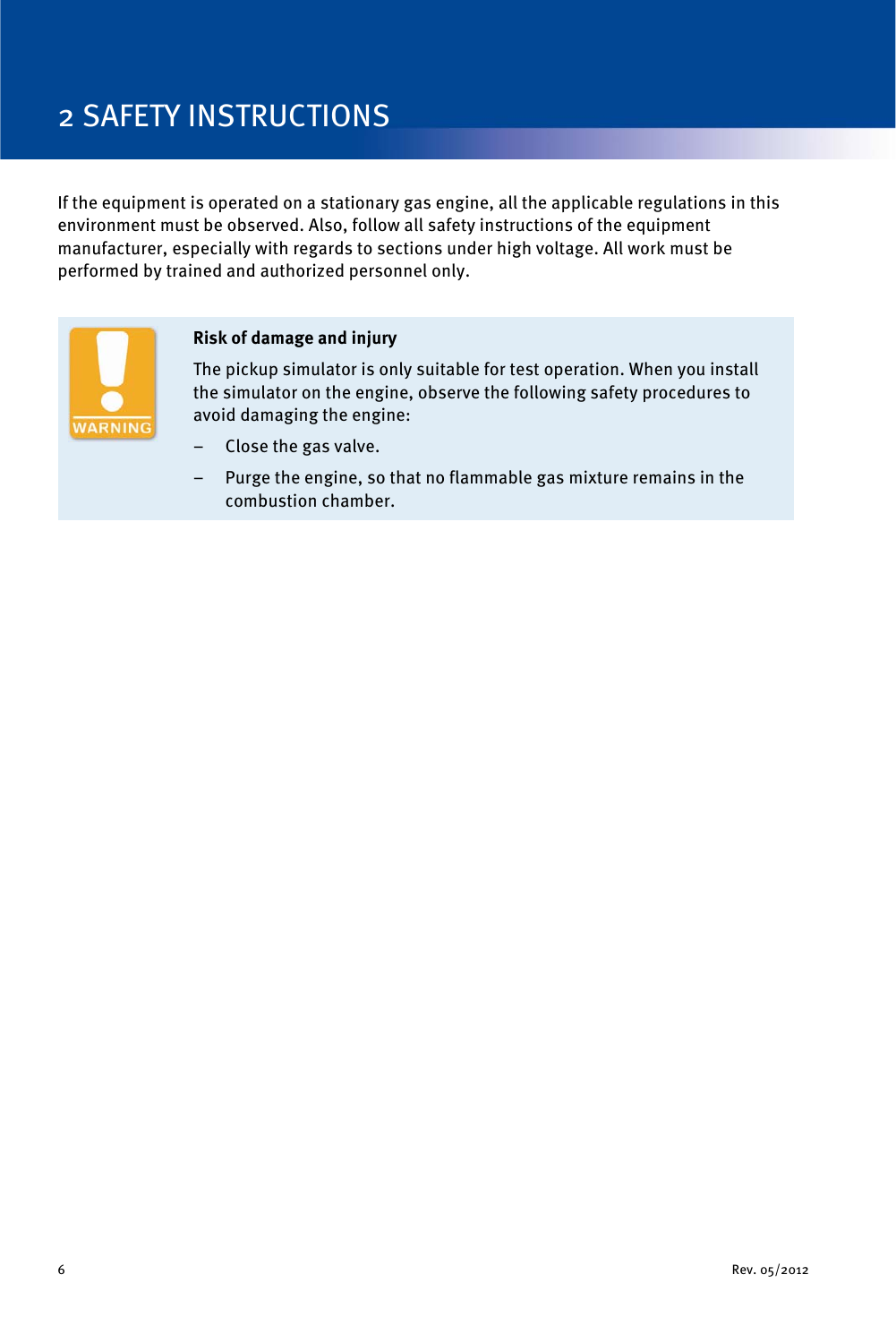# 2 SAFETY INSTRUCTIONS

If the equipment is operated on a stationary gas engine, all the applicable regulations in this environment must be observed. Also, follow all safety instructions of the equipment manufacturer, especially with regards to sections under high voltage. All work must be performed by trained and authorized personnel only.

WARNING

**Risk of damage and injury**

The pickup simulator is only suitable for test operation. When you install the simulator on the engine, observe the following safety procedures to avoid damaging the engine:

- Close the gas valve.
- Purge the engine, so that no flammable gas mixture remains in the combustion chamber.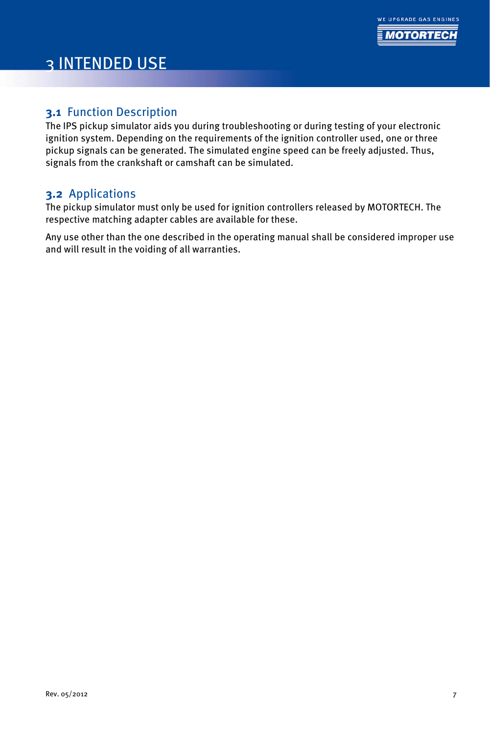# 3 INTENDED USE

## 3.1 Function Description

The IPS pickup simulator aids you during troubleshooting or during testing of your electronic ignition system. Depending on the requirements of the ignition controller used, one or three pickup signals can be generated. The simulated engine speed can be freely adjusted. Thus, signals from the crankshaft or camshaft can be simulated.

## 3.2 Applications

The pickup simulator must only be used for ignition controllers released by MOTORTECH. The respective matching adapter cables are available for these.

Any use other than the one described in the operating manual shall be considered improper use and will result in the voiding of all warranties.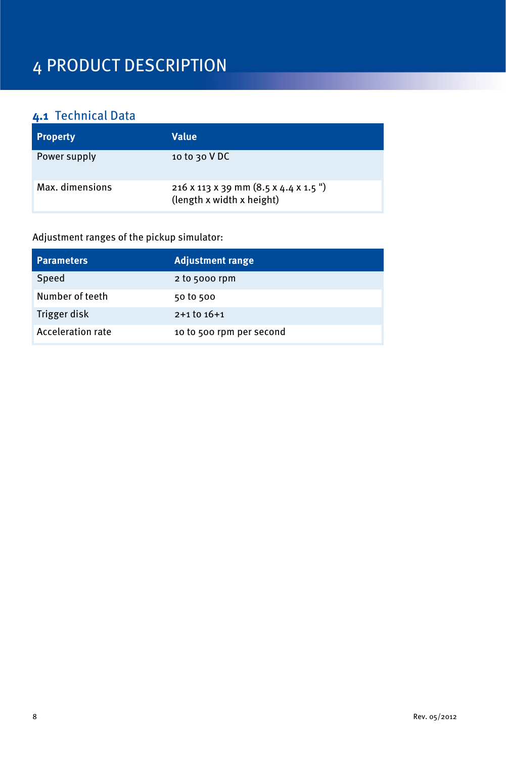# 4 PRODUCT DESCRIPTION

## 4.1 Technical Data

| Property | Value |
| --- | --- |
| Power supply | 10 to 30 V DC |
| Max. dimensions | 216 x 113 x 39 mm (8.5 x 4.4 x 1.5 ")<br>(length x width x height) |

Adjustment ranges of the pickup simulator:

| Parameters | Adjustment range |
| --- | --- |
| Speed | 2 to 5000 rpm |
| Number of teeth | 50 to 500 |
| Trigger disk | 2+1 to 16+1 |
| Acceleration rate | 10 to 500 rpm per second |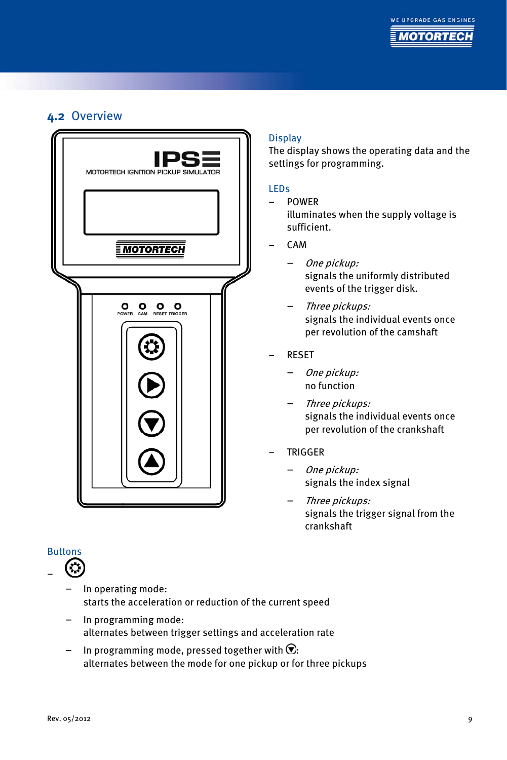## 4.2 Overview

### Display

The display shows the operating data and the settings for programming.

### LEDs

- POWER
  illuminates when the supply voltage is sufficient.
- CAM
  - *One pickup:*
    signals the uniformly distributed events of the trigger disk.
  - *Three pickups:*
    signals the individual events once per revolution of the camshaft
- RESET
  - *One pickup:*
    no function
  - *Three pickups:*
    signals the individual events once per revolution of the crankshaft
- TRIGGER
  - *One pickup:*
    signals the index signal
  - *Three pickups:*
    signals the trigger signal from the crankshaft

### Buttons

- ⚙
  - In operating mode:
    starts the acceleration or reduction of the current speed
  - In programming mode:
    alternates between trigger settings and acceleration rate
  - In programming mode, pressed together with ▼:
    alternates between the mode for one pickup or for three pickups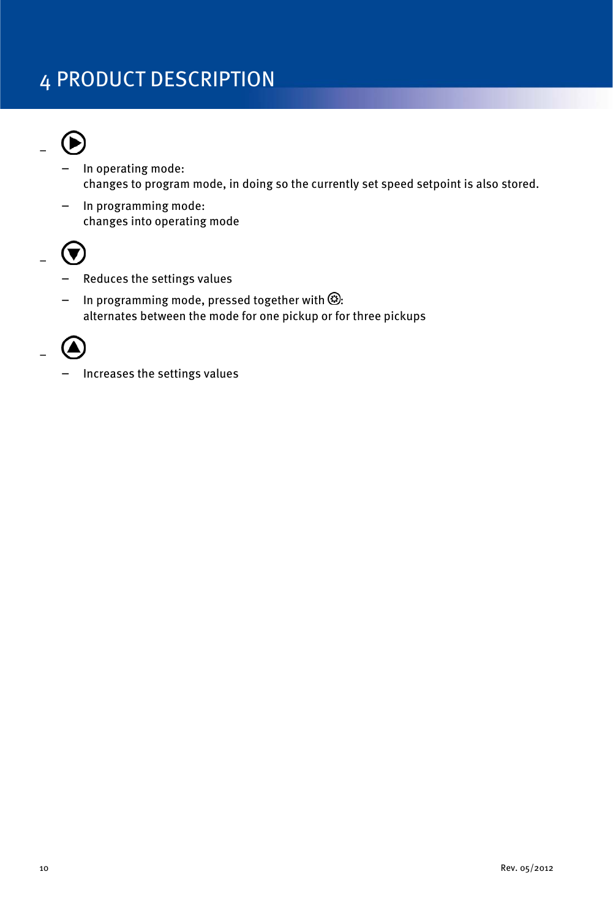# 4 PRODUCT DESCRIPTION

- ▶
  - In operating mode:
    changes to program mode, in doing so the currently set speed setpoint is also stored.
  - In programming mode:
    changes into operating mode
- ▼
  - Reduces the settings values
  - In programming mode, pressed together with ⚙:
    alternates between the mode for one pickup or for three pickups
- ▲
  - Increases the settings values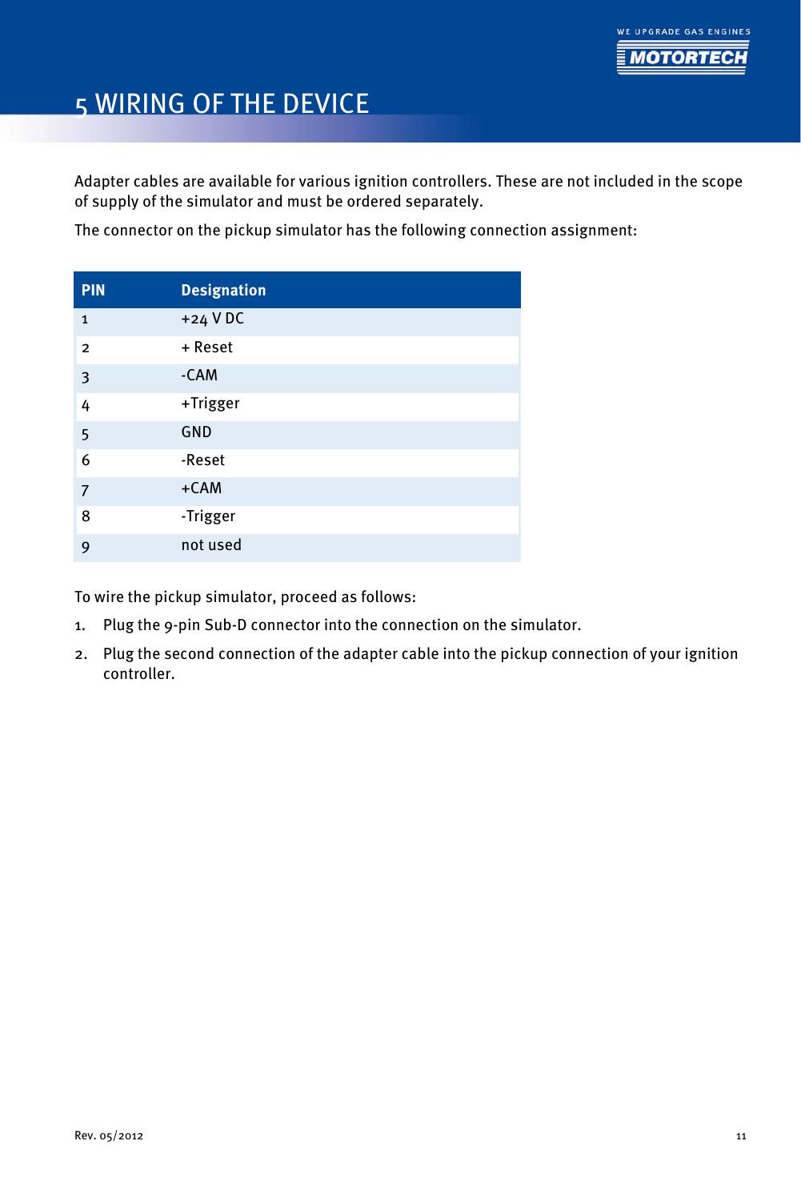# 5 WIRING OF THE DEVICE

Adapter cables are available for various ignition controllers. These are not included in the scope of supply of the simulator and must be ordered separately.

The connector on the pickup simulator has the following connection assignment:

| PIN | Designation |
|---|---|
| 1 | +24 V DC |
| 2 | + Reset |
| 3 | -CAM |
| 4 | +Trigger |
| 5 | GND |
| 6 | -Reset |
| 7 | +CAM |
| 8 | -Trigger |
| 9 | not used |

To wire the pickup simulator, proceed as follows:

1. Plug the 9-pin Sub-D connector into the connection on the simulator.
2. Plug the second connection of the adapter cable into the pickup connection of your ignition controller.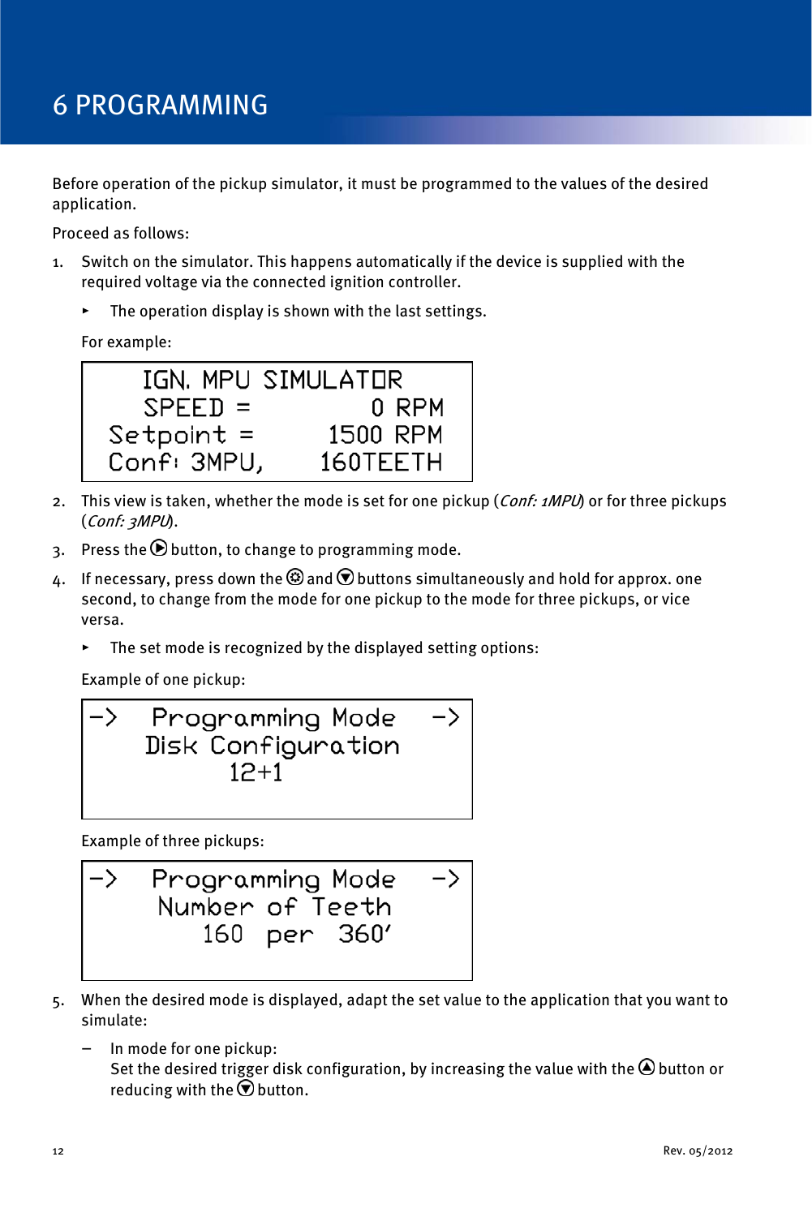# 6 PROGRAMMING

Before operation of the pickup simulator, it must be programmed to the values of the desired application.

Proceed as follows:

1. Switch on the simulator. This happens automatically if the device is supplied with the required voltage via the connected ignition controller.

   ▸ The operation display is shown with the last settings.

   For example:

   ```
       IGN. MPU SIMULATOR
       SPEED =          0 RPM
    Setpoint =       1500 RPM
    Conf: 3MPU,     160TEETH
   ```

2. This view is taken, whether the mode is set for one pickup (*Conf: 1MPU*) or for three pickups (*Conf: 3MPU*).

3. Press the ▶ button, to change to programming mode.

4. If necessary, press down the ⚙ and ▼ buttons simultaneously and hold for approx. one second, to change from the mode for one pickup to the mode for three pickups, or vice versa.

   ▸ The set mode is recognized by the displayed setting options:

   Example of one pickup:

   ```
   ->   Programming Mode   ->
       Disk Configuration
              12+1
   ```

   Example of three pickups:

   ```
   ->   Programming Mode   ->
        Number of Teeth
          160  per  360'
   ```

5. When the desired mode is displayed, adapt the set value to the application that you want to simulate:

   – In mode for one pickup:
     Set the desired trigger disk configuration, by increasing the value with the ▲ button or reducing with the ▼ button.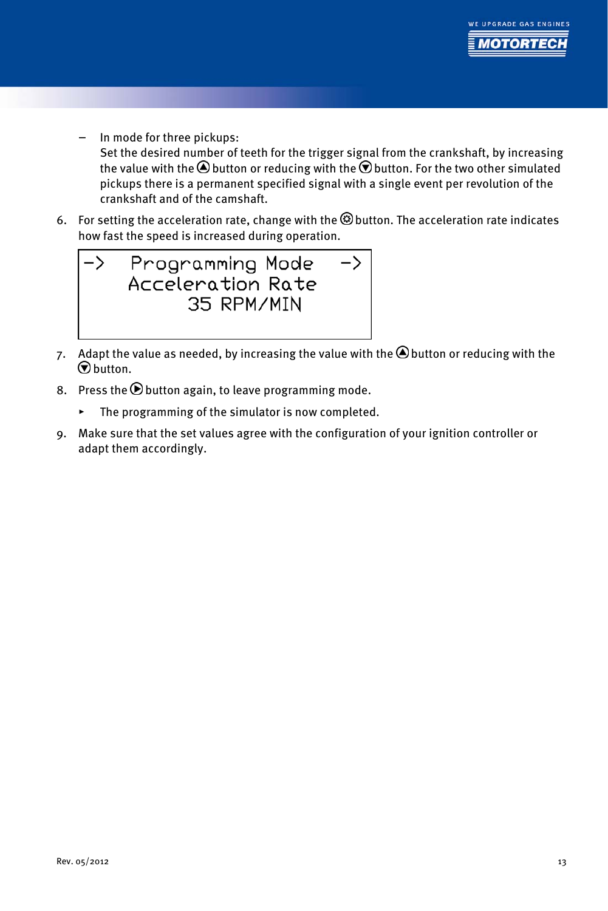- In mode for three pickups:
  Set the desired number of teeth for the trigger signal from the crankshaft, by increasing the value with the ⏶ button or reducing with the ⏷ button. For the two other simulated pickups there is a permanent specified signal with a single event per revolution of the crankshaft and of the camshaft.

6. For setting the acceleration rate, change with the ⚙ button. The acceleration rate indicates how fast the speed is increased during operation.

```
->   Programming Mode    ->
     Acceleration Rate
          35 RPM/MIN
```

7. Adapt the value as needed, by increasing the value with the ⏶ button or reducing with the ⏷ button.
8. Press the ⏵ button again, to leave programming mode.
   - The programming of the simulator is now completed.
9. Make sure that the set values agree with the configuration of your ignition controller or adapt them accordingly.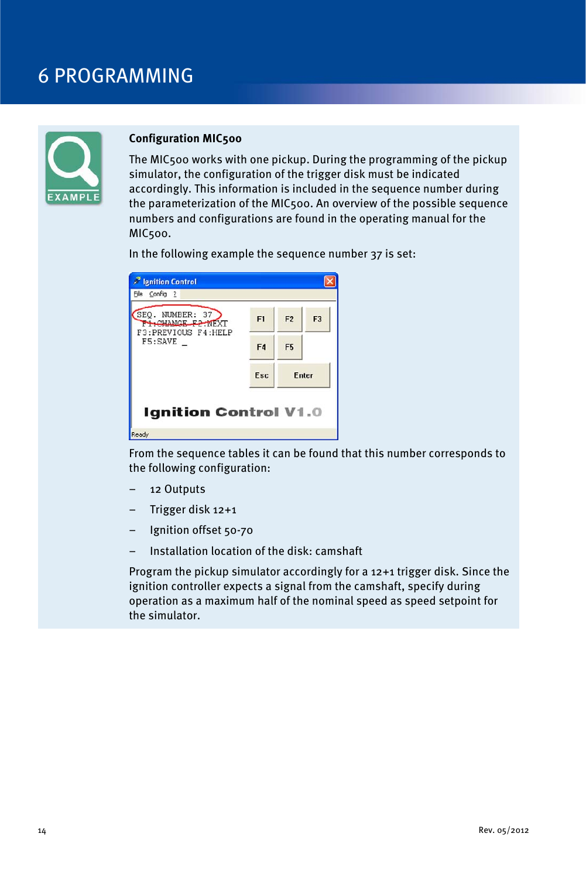# 6 PROGRAMMING

EXAMPLE

**Configuration MIC500**

The MIC500 works with one pickup. During the programming of the pickup simulator, the configuration of the trigger disk must be indicated accordingly. This information is included in the sequence number during the parameterization of the MIC500. An overview of the possible sequence numbers and configurations are found in the operating manual for the MIC500.

In the following example the sequence number 37 is set:

```
Ignition Control
File  Config  ?

SEQ. NUMBER: 37
 F1:CHANGE F2:NEXT
F3:PREVIOUS F4:HELP
 F5:SAVE _

[F1] [F2] [F3]
[F4] [F5]
[Esc] [Enter]

Ignition Control V1.0
Ready
```

From the sequence tables it can be found that this number corresponds to the following configuration:

- 12 Outputs
- Trigger disk 12+1
- Ignition offset 50-70
- Installation location of the disk: camshaft

Program the pickup simulator accordingly for a 12+1 trigger disk. Since the ignition controller expects a signal from the camshaft, specify during operation as a maximum half of the nominal speed as speed setpoint for the simulator.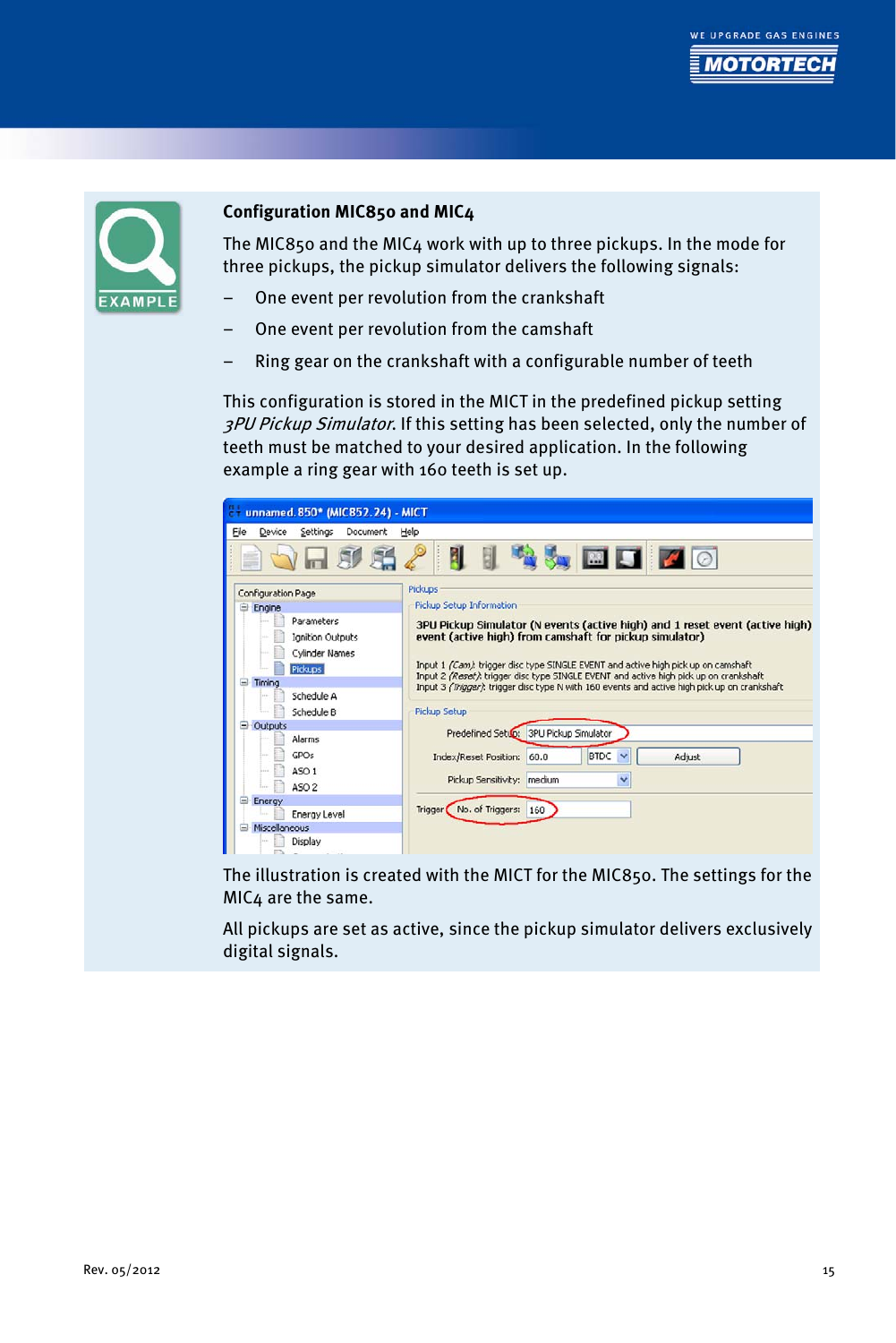EXAMPLE

**Configuration MIC850 and MIC4**

The MIC850 and the MIC4 work with up to three pickups. In the mode for three pickups, the pickup simulator delivers the following signals:

- One event per revolution from the crankshaft
- One event per revolution from the camshaft
- Ring gear on the crankshaft with a configurable number of teeth

This configuration is stored in the MICT in the predefined pickup setting *3PU Pickup Simulator*. If this setting has been selected, only the number of teeth must be matched to your desired application. In the following example a ring gear with 160 teeth is set up.

The illustration is created with the MICT for the MIC850. The settings for the MIC4 are the same.

All pickups are set as active, since the pickup simulator delivers exclusively digital signals.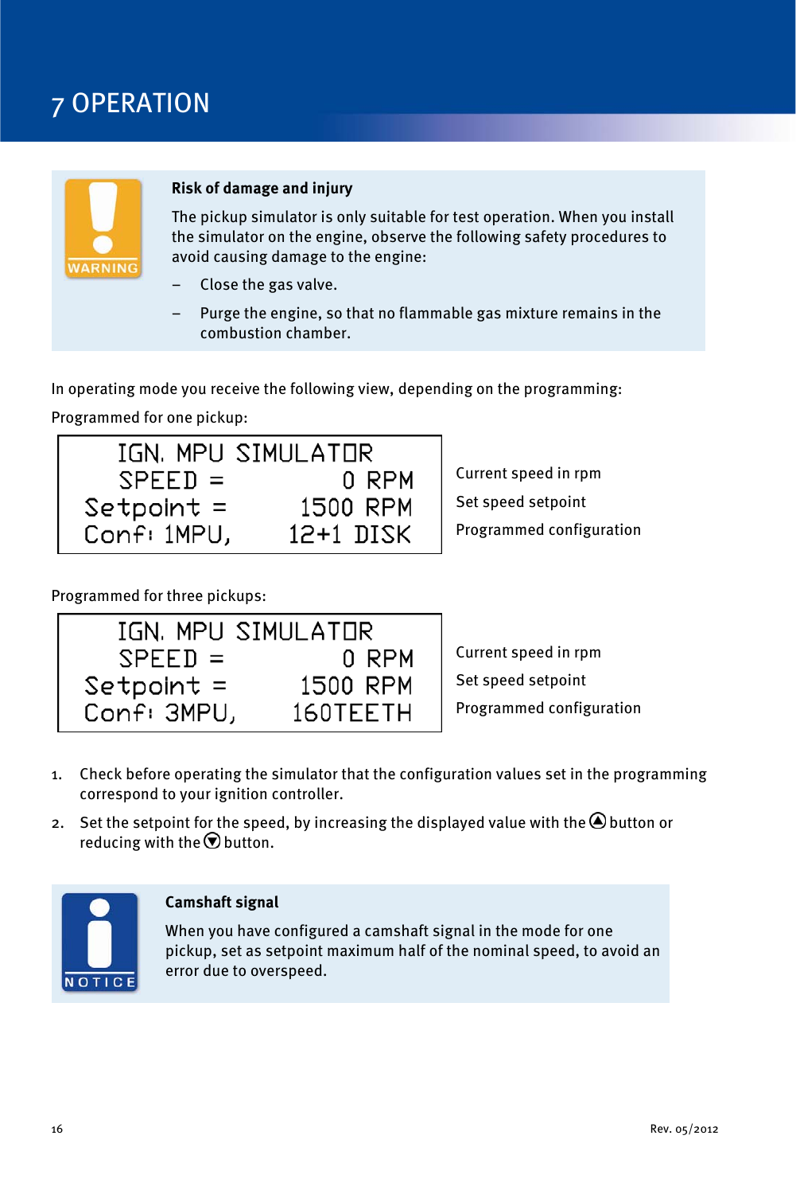# 7 OPERATION

> **WARNING**
>
> **Risk of damage and injury**
>
> The pickup simulator is only suitable for test operation. When you install the simulator on the engine, observe the following safety procedures to avoid causing damage to the engine:
>
> – Close the gas valve.
>
> – Purge the engine, so that no flammable gas mixture remains in the combustion chamber.

In operating mode you receive the following view, depending on the programming:

Programmed for one pickup:

```
  IGN. MPU SIMULATOR
  SPEED =         0 RPM
Setpoint =     1500 RPM
Conf: 1MPU,   12+1 DISK
```

- Current speed in rpm
- Set speed setpoint
- Programmed configuration

Programmed for three pickups:

```
  IGN. MPU SIMULATOR
  SPEED =         0 RPM
Setpoint =     1500 RPM
Conf: 3MPU,    160TEETH
```

- Current speed in rpm
- Set speed setpoint
- Programmed configuration

1. Check before operating the simulator that the configuration values set in the programming correspond to your ignition controller.
2. Set the setpoint for the speed, by increasing the displayed value with the ⏶ button or reducing with the ⏷ button.

> **NOTICE**
>
> **Camshaft signal**
>
> When you have configured a camshaft signal in the mode for one pickup, set as setpoint maximum half of the nominal speed, to avoid an error due to overspeed.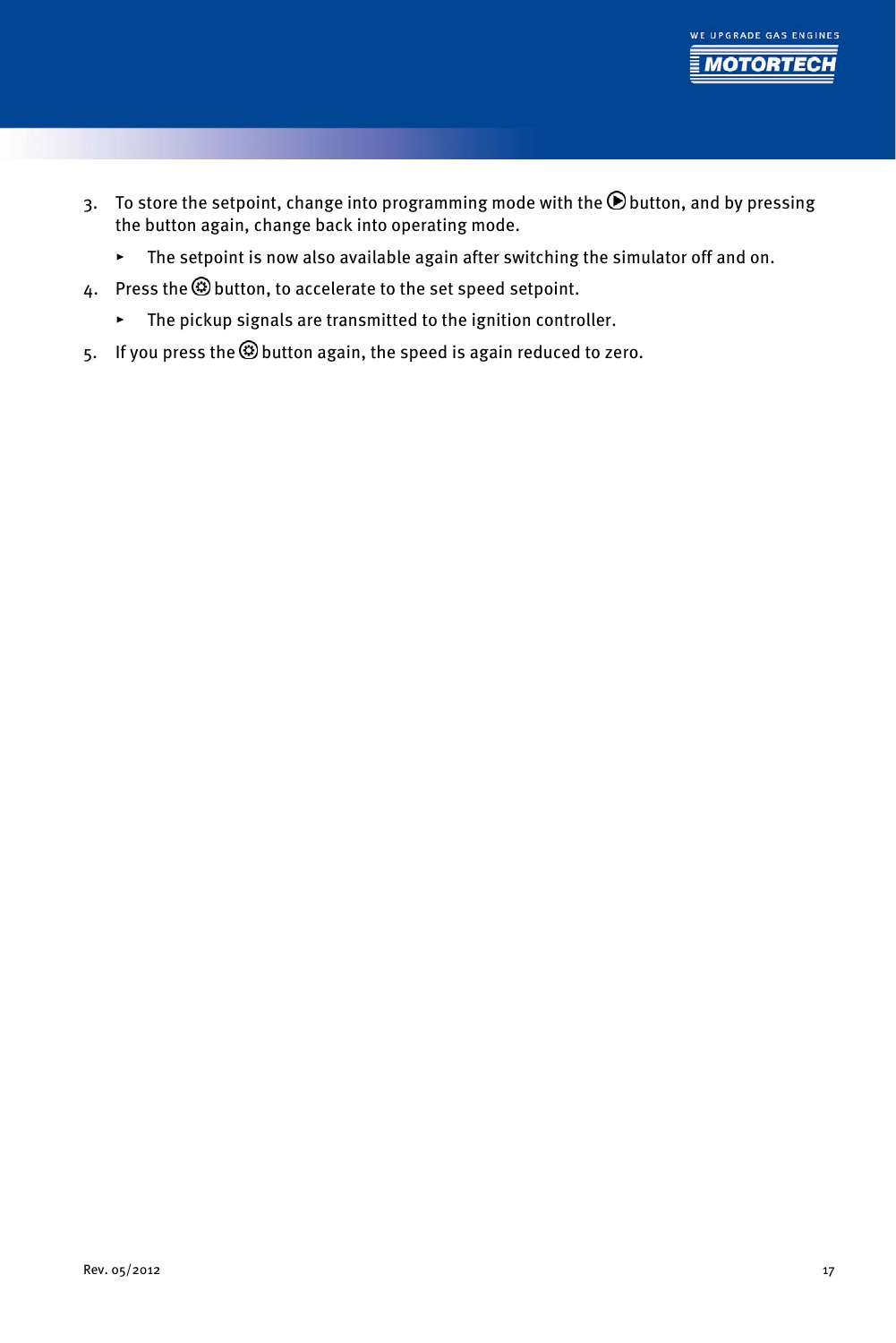3. To store the setpoint, change into programming mode with the ⏵ button, and by pressing the button again, change back into operating mode.

   ▸ The setpoint is now also available again after switching the simulator off and on.

4. Press the ⚙ button, to accelerate to the set speed setpoint.

   ▸ The pickup signals are transmitted to the ignition controller.

5. If you press the ⚙ button again, the speed is again reduced to zero.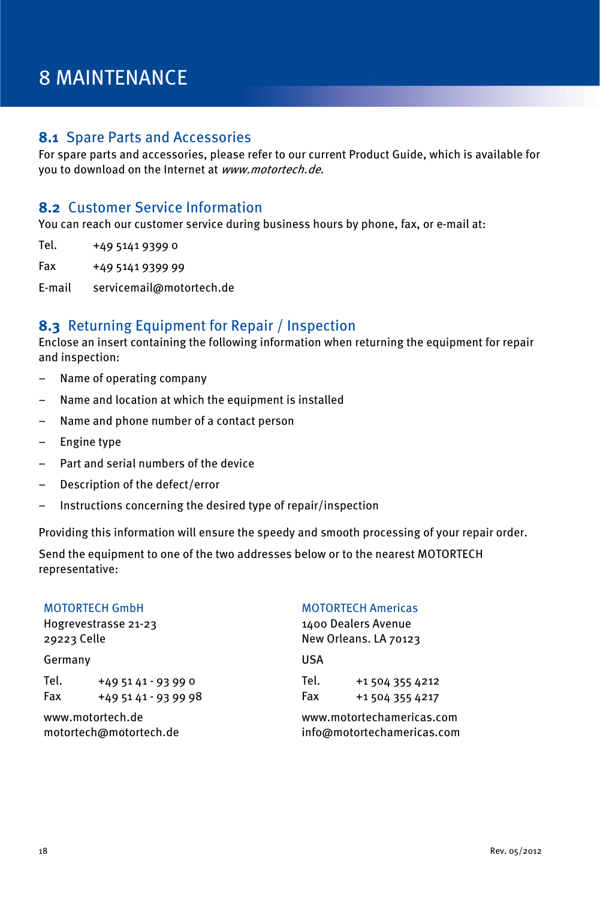# 8 MAINTENANCE

## 8.1 Spare Parts and Accessories

For spare parts and accessories, please refer to our current Product Guide, which is available for you to download on the Internet at *www.motortech.de*.

## 8.2 Customer Service Information

You can reach our customer service during business hours by phone, fax, or e-mail at:

Tel. +49 5141 9399 0

Fax +49 5141 9399 99

E-mail servicemail@motortech.de

## 8.3 Returning Equipment for Repair / Inspection

Enclose an insert containing the following information when returning the equipment for repair and inspection:

- Name of operating company
- Name and location at which the equipment is installed
- Name and phone number of a contact person
- Engine type
- Part and serial numbers of the device
- Description of the defect/error
- Instructions concerning the desired type of repair/inspection

Providing this information will ensure the speedy and smooth processing of your repair order.

Send the equipment to one of the two addresses below or to the nearest MOTORTECH representative:

**MOTORTECH GmbH**
Hogrevestrasse 21-23
29223 Celle

Germany

Tel. +49 51 41 - 93 99 0
Fax +49 51 41 - 93 99 98

www.motortech.de
motortech@motortech.de

**MOTORTECH Americas**
1400 Dealers Avenue
New Orleans. LA 70123

USA

Tel. +1 504 355 4212
Fax +1 504 355 4217

www.motortechamericas.com
info@motortechamericas.com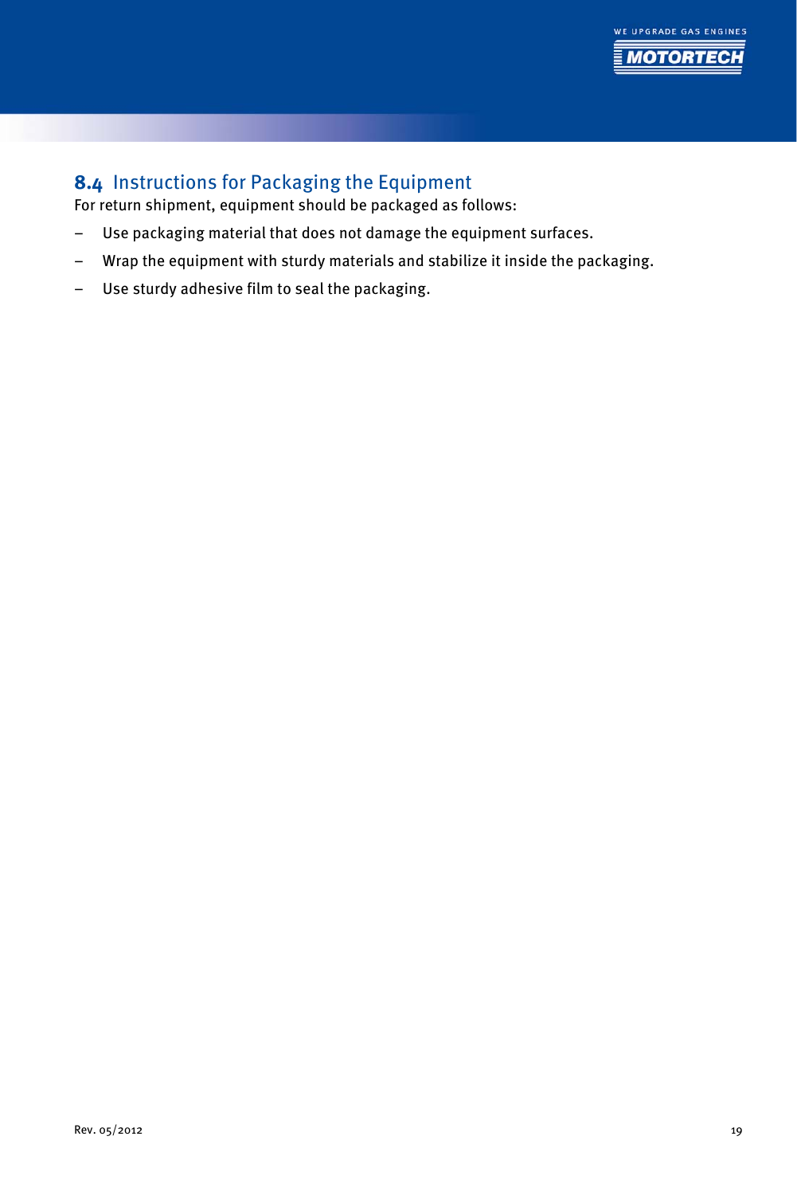## 8.4 Instructions for Packaging the Equipment

For return shipment, equipment should be packaged as follows:

- Use packaging material that does not damage the equipment surfaces.
- Wrap the equipment with sturdy materials and stabilize it inside the packaging.
- Use sturdy adhesive film to seal the packaging.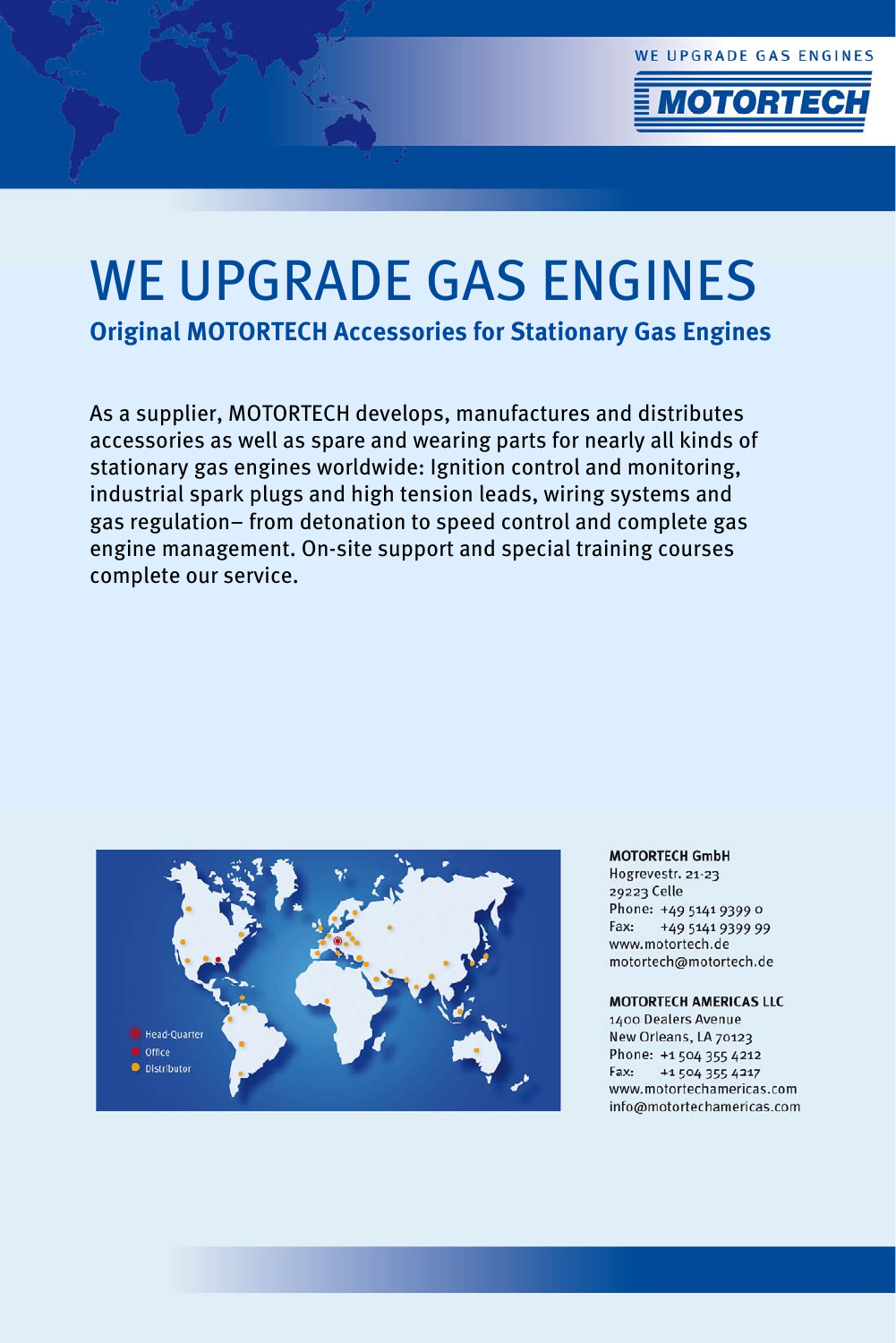WE UPGRADE GAS ENGINES

MOTORTECH

# WE UPGRADE GAS ENGINES

## Original MOTORTECH Accessories for Stationary Gas Engines

As a supplier, MOTORTECH develops, manufactures and distributes accessories as well as spare and wearing parts for nearly all kinds of stationary gas engines worldwide: Ignition control and monitoring, industrial spark plugs and high tension leads, wiring systems and gas regulation– from detonation to speed control and complete gas engine management. On-site support and special training courses complete our service.

Head-Quarter
Office
Distributor

**MOTORTECH GmbH**
Hogrevestr. 21-23
29223 Celle
Phone: +49 5141 9399 0
Fax: +49 5141 9399 99
www.motortech.de
motortech@motortech.de

**MOTORTECH AMERICAS LLC**
1400 Dealers Avenue
New Orleans, LA 70123
Phone: +1 504 355 4212
Fax: +1 504 355 4217
www.motortechamericas.com
info@motortechamericas.com